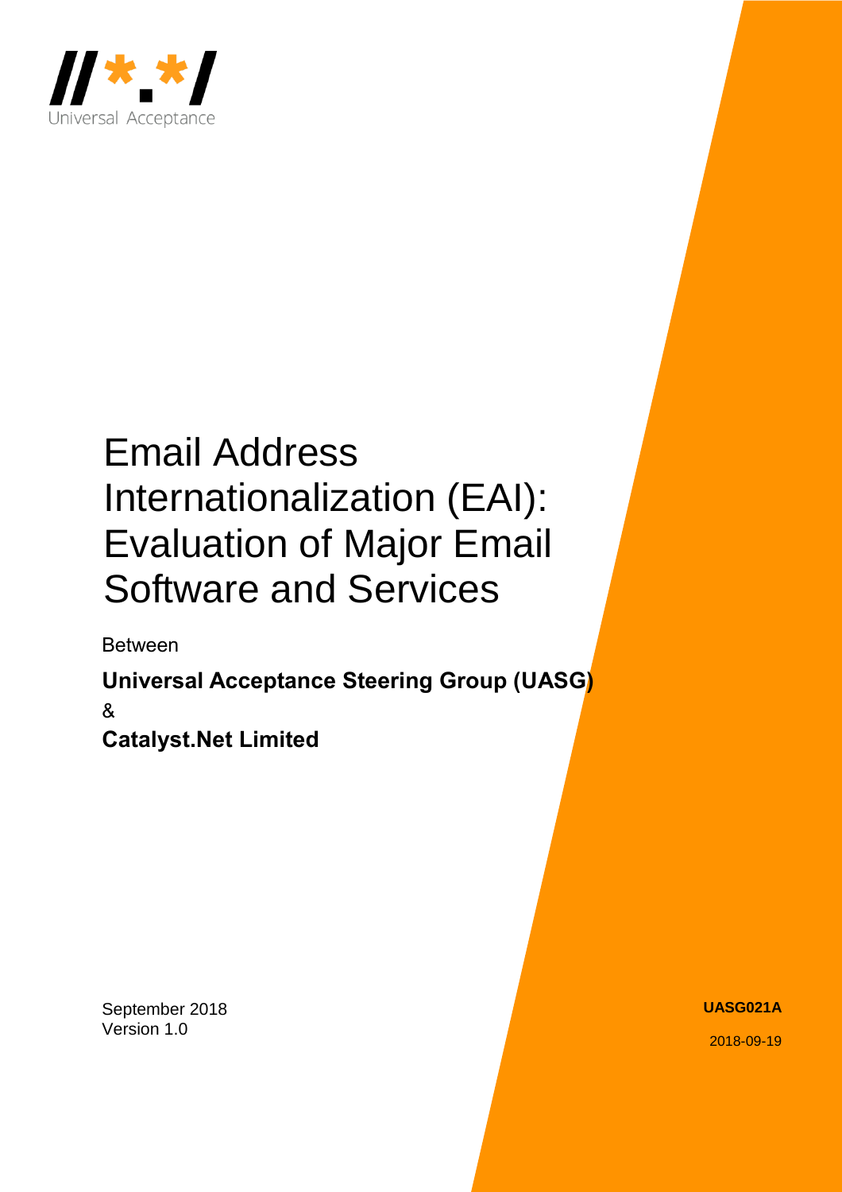Universal Acceptance

# Email Address Internationalization (EAI): Evaluation of Major Email Software and Services

Between

**Universal Acceptance Steering Group (UASG)**
&
**Catalyst.Net Limited**

September 2018
Version 1.0

**UASG021A**

2018-09-19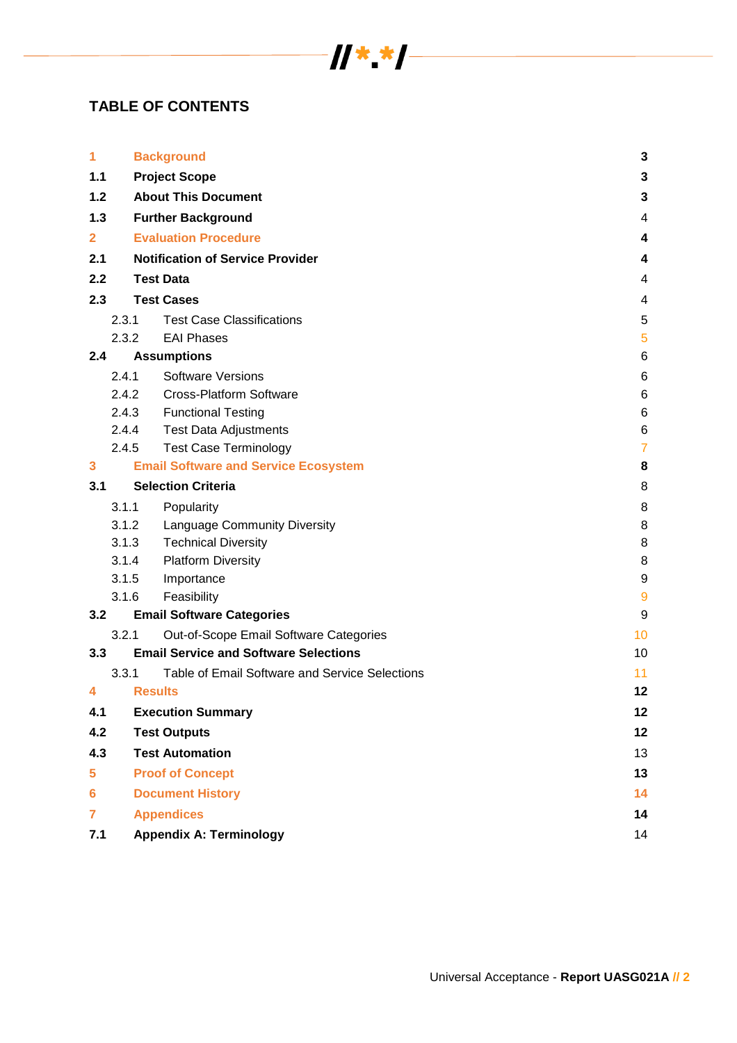# TABLE OF CONTENTS

| | | |
|---|---|---|
| 1 | Background | 3 |
| 1.1 | Project Scope | 3 |
| 1.2 | About This Document | 3 |
| 1.3 | Further Background | 4 |
| 2 | Evaluation Procedure | 4 |
| 2.1 | Notification of Service Provider | 4 |
| 2.2 | Test Data | 4 |
| 2.3 | Test Cases | 4 |
| 2.3.1 | Test Case Classifications | 5 |
| 2.3.2 | EAI Phases | 5 |
| 2.4 | Assumptions | 6 |
| 2.4.1 | Software Versions | 6 |
| 2.4.2 | Cross-Platform Software | 6 |
| 2.4.3 | Functional Testing | 6 |
| 2.4.4 | Test Data Adjustments | 6 |
| 2.4.5 | Test Case Terminology | 7 |
| 3 | Email Software and Service Ecosystem | 8 |
| 3.1 | Selection Criteria | 8 |
| 3.1.1 | Popularity | 8 |
| 3.1.2 | Language Community Diversity | 8 |
| 3.1.3 | Technical Diversity | 8 |
| 3.1.4 | Platform Diversity | 8 |
| 3.1.5 | Importance | 9 |
| 3.1.6 | Feasibility | 9 |
| 3.2 | Email Software Categories | 9 |
| 3.2.1 | Out-of-Scope Email Software Categories | 10 |
| 3.3 | Email Service and Software Selections | 10 |
| 3.3.1 | Table of Email Software and Service Selections | 11 |
| 4 | Results | 12 |
| 4.1 | Execution Summary | 12 |
| 4.2 | Test Outputs | 12 |
| 4.3 | Test Automation | 13 |
| 5 | Proof of Concept | 13 |
| 6 | Document History | 14 |
| 7 | Appendices | 14 |
| 7.1 | Appendix A: Terminology | 14 |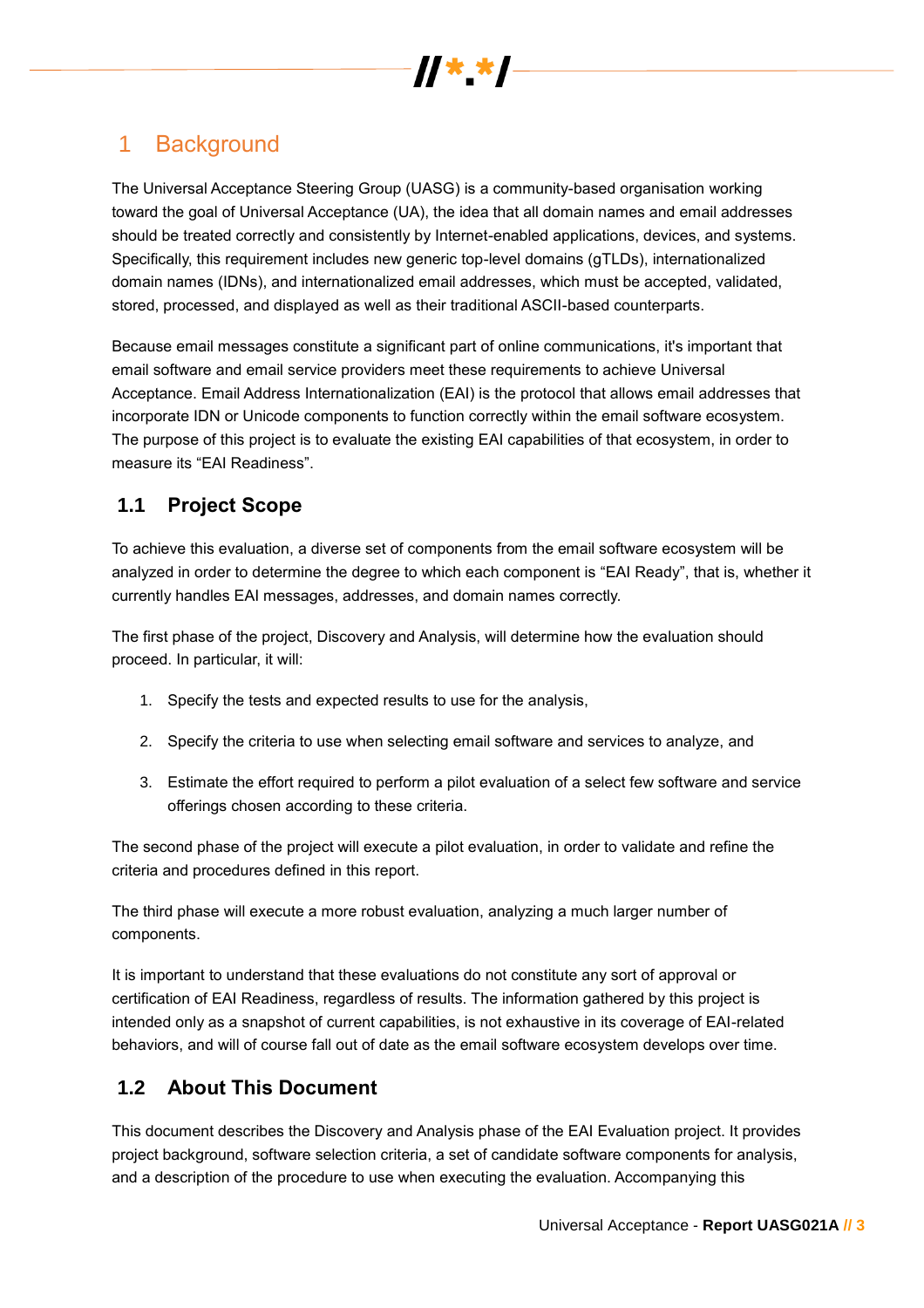# 1 Background

The Universal Acceptance Steering Group (UASG) is a community-based organisation working toward the goal of Universal Acceptance (UA), the idea that all domain names and email addresses should be treated correctly and consistently by Internet-enabled applications, devices, and systems. Specifically, this requirement includes new generic top-level domains (gTLDs), internationalized domain names (IDNs), and internationalized email addresses, which must be accepted, validated, stored, processed, and displayed as well as their traditional ASCII-based counterparts.

Because email messages constitute a significant part of online communications, it's important that email software and email service providers meet these requirements to achieve Universal Acceptance. Email Address Internationalization (EAI) is the protocol that allows email addresses that incorporate IDN or Unicode components to function correctly within the email software ecosystem. The purpose of this project is to evaluate the existing EAI capabilities of that ecosystem, in order to measure its “EAI Readiness”.

## 1.1 Project Scope

To achieve this evaluation, a diverse set of components from the email software ecosystem will be analyzed in order to determine the degree to which each component is “EAI Ready”, that is, whether it currently handles EAI messages, addresses, and domain names correctly.

The first phase of the project, Discovery and Analysis, will determine how the evaluation should proceed. In particular, it will:

1. Specify the tests and expected results to use for the analysis,
2. Specify the criteria to use when selecting email software and services to analyze, and
3. Estimate the effort required to perform a pilot evaluation of a select few software and service offerings chosen according to these criteria.

The second phase of the project will execute a pilot evaluation, in order to validate and refine the criteria and procedures defined in this report.

The third phase will execute a more robust evaluation, analyzing a much larger number of components.

It is important to understand that these evaluations do not constitute any sort of approval or certification of EAI Readiness, regardless of results. The information gathered by this project is intended only as a snapshot of current capabilities, is not exhaustive in its coverage of EAI-related behaviors, and will of course fall out of date as the email software ecosystem develops over time.

## 1.2 About This Document

This document describes the Discovery and Analysis phase of the EAI Evaluation project. It provides project background, software selection criteria, a set of candidate software components for analysis, and a description of the procedure to use when executing the evaluation. Accompanying this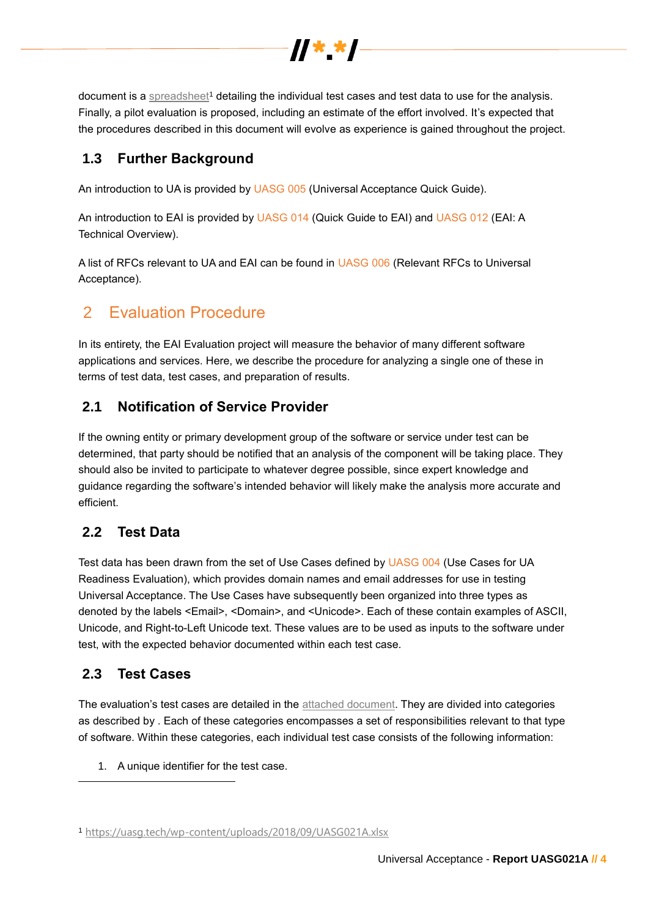document is a spreadsheet[1] detailing the individual test cases and test data to use for the analysis. Finally, a pilot evaluation is proposed, including an estimate of the effort involved. It's expected that the procedures described in this document will evolve as experience is gained throughout the project.

### 1.3 Further Background

An introduction to UA is provided by UASG 005 (Universal Acceptance Quick Guide).

An introduction to EAI is provided by UASG 014 (Quick Guide to EAI) and UASG 012 (EAI: A Technical Overview).

A list of RFCs relevant to UA and EAI can be found in UASG 006 (Relevant RFCs to Universal Acceptance).

## 2 Evaluation Procedure

In its entirety, the EAI Evaluation project will measure the behavior of many different software applications and services. Here, we describe the procedure for analyzing a single one of these in terms of test data, test cases, and preparation of results.

### 2.1 Notification of Service Provider

If the owning entity or primary development group of the software or service under test can be determined, that party should be notified that an analysis of the component will be taking place. They should also be invited to participate to whatever degree possible, since expert knowledge and guidance regarding the software's intended behavior will likely make the analysis more accurate and efficient.

### 2.2 Test Data

Test data has been drawn from the set of Use Cases defined by UASG 004 (Use Cases for UA Readiness Evaluation), which provides domain names and email addresses for use in testing Universal Acceptance. The Use Cases have subsequently been organized into three types as denoted by the labels <Email>, <Domain>, and <Unicode>. Each of these contain examples of ASCII, Unicode, and Right-to-Left Unicode text. These values are to be used as inputs to the software under test, with the expected behavior documented within each test case.

### 2.3 Test Cases

The evaluation's test cases are detailed in the attached document. They are divided into categories as described by . Each of these categories encompasses a set of responsibilities relevant to that type of software. Within these categories, each individual test case consists of the following information:

1. A unique identifier for the test case.

[1] https://uasg.tech/wp-content/uploads/2018/09/UASG021A.xlsx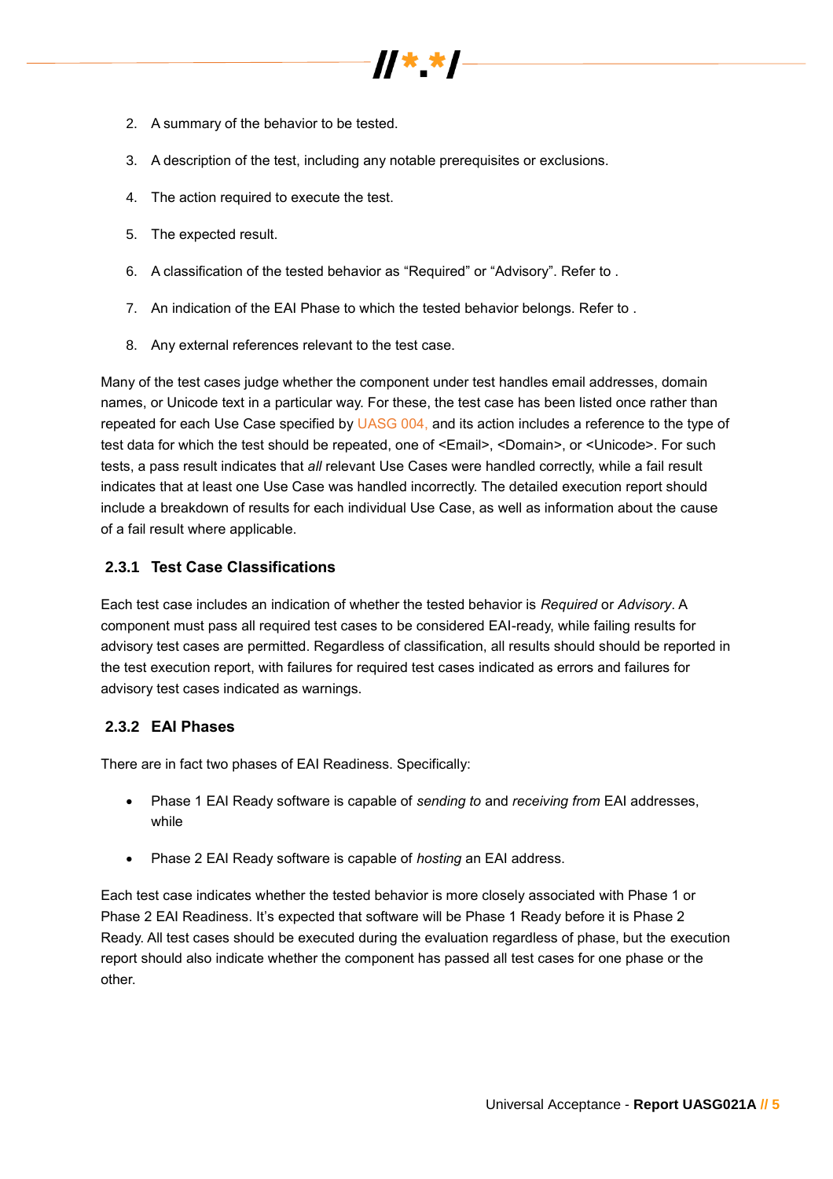2. A summary of the behavior to be tested.
3. A description of the test, including any notable prerequisites or exclusions.
4. The action required to execute the test.
5. The expected result.
6. A classification of the tested behavior as “Required” or “Advisory”. Refer to .
7. An indication of the EAI Phase to which the tested behavior belongs. Refer to .
8. Any external references relevant to the test case.

Many of the test cases judge whether the component under test handles email addresses, domain names, or Unicode text in a particular way. For these, the test case has been listed once rather than repeated for each Use Case specified by UASG 004, and its action includes a reference to the type of test data for which the test should be repeated, one of <Email>, <Domain>, or <Unicode>. For such tests, a pass result indicates that *all* relevant Use Cases were handled correctly, while a fail result indicates that at least one Use Case was handled incorrectly. The detailed execution report should include a breakdown of results for each individual Use Case, as well as information about the cause of a fail result where applicable.

### 2.3.1 Test Case Classifications

Each test case includes an indication of whether the tested behavior is *Required* or *Advisory*. A component must pass all required test cases to be considered EAI-ready, while failing results for advisory test cases are permitted. Regardless of classification, all results should should be reported in the test execution report, with failures for required test cases indicated as errors and failures for advisory test cases indicated as warnings.

### 2.3.2 EAI Phases

There are in fact two phases of EAI Readiness. Specifically:

- Phase 1 EAI Ready software is capable of *sending to* and *receiving from* EAI addresses, while
- Phase 2 EAI Ready software is capable of *hosting* an EAI address.

Each test case indicates whether the tested behavior is more closely associated with Phase 1 or Phase 2 EAI Readiness. It’s expected that software will be Phase 1 Ready before it is Phase 2 Ready. All test cases should be executed during the evaluation regardless of phase, but the execution report should also indicate whether the component has passed all test cases for one phase or the other.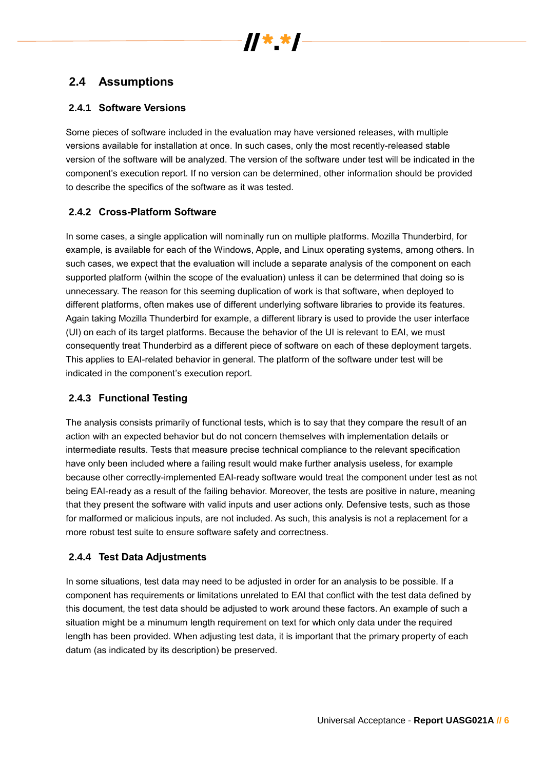## 2.4 Assumptions

### 2.4.1 Software Versions

Some pieces of software included in the evaluation may have versioned releases, with multiple versions available for installation at once. In such cases, only the most recently-released stable version of the software will be analyzed. The version of the software under test will be indicated in the component's execution report. If no version can be determined, other information should be provided to describe the specifics of the software as it was tested.

### 2.4.2 Cross-Platform Software

In some cases, a single application will nominally run on multiple platforms. Mozilla Thunderbird, for example, is available for each of the Windows, Apple, and Linux operating systems, among others. In such cases, we expect that the evaluation will include a separate analysis of the component on each supported platform (within the scope of the evaluation) unless it can be determined that doing so is unnecessary. The reason for this seeming duplication of work is that software, when deployed to different platforms, often makes use of different underlying software libraries to provide its features. Again taking Mozilla Thunderbird for example, a different library is used to provide the user interface (UI) on each of its target platforms. Because the behavior of the UI is relevant to EAI, we must consequently treat Thunderbird as a different piece of software on each of these deployment targets. This applies to EAI-related behavior in general. The platform of the software under test will be indicated in the component's execution report.

### 2.4.3 Functional Testing

The analysis consists primarily of functional tests, which is to say that they compare the result of an action with an expected behavior but do not concern themselves with implementation details or intermediate results. Tests that measure precise technical compliance to the relevant specification have only been included where a failing result would make further analysis useless, for example because other correctly-implemented EAI-ready software would treat the component under test as not being EAI-ready as a result of the failing behavior. Moreover, the tests are positive in nature, meaning that they present the software with valid inputs and user actions only. Defensive tests, such as those for malformed or malicious inputs, are not included. As such, this analysis is not a replacement for a more robust test suite to ensure software safety and correctness.

### 2.4.4 Test Data Adjustments

In some situations, test data may need to be adjusted in order for an analysis to be possible. If a component has requirements or limitations unrelated to EAI that conflict with the test data defined by this document, the test data should be adjusted to work around these factors. An example of such a situation might be a minumum length requirement on text for which only data under the required length has been provided. When adjusting test data, it is important that the primary property of each datum (as indicated by its description) be preserved.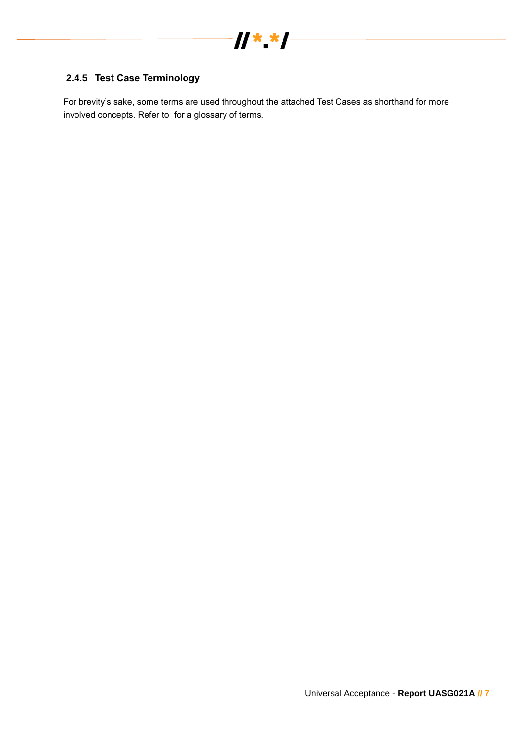### 2.4.5 Test Case Terminology

For brevity's sake, some terms are used throughout the attached Test Cases as shorthand for more involved concepts. Refer to  for a glossary of terms.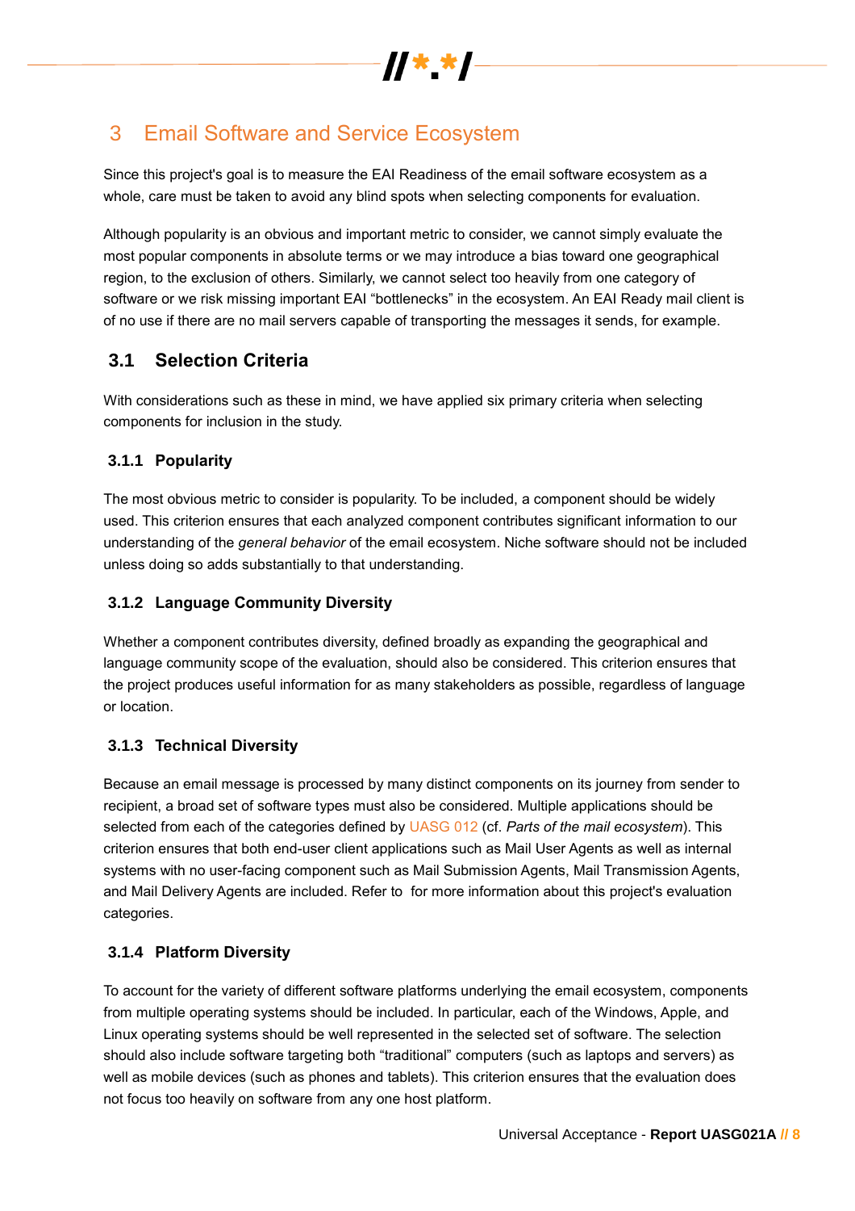# 3 Email Software and Service Ecosystem

Since this project's goal is to measure the EAI Readiness of the email software ecosystem as a whole, care must be taken to avoid any blind spots when selecting components for evaluation.

Although popularity is an obvious and important metric to consider, we cannot simply evaluate the most popular components in absolute terms or we may introduce a bias toward one geographical region, to the exclusion of others. Similarly, we cannot select too heavily from one category of software or we risk missing important EAI "bottlenecks" in the ecosystem. An EAI Ready mail client is of no use if there are no mail servers capable of transporting the messages it sends, for example.

## 3.1 Selection Criteria

With considerations such as these in mind, we have applied six primary criteria when selecting components for inclusion in the study.

### 3.1.1 Popularity

The most obvious metric to consider is popularity. To be included, a component should be widely used. This criterion ensures that each analyzed component contributes significant information to our understanding of the *general behavior* of the email ecosystem. Niche software should not be included unless doing so adds substantially to that understanding.

### 3.1.2 Language Community Diversity

Whether a component contributes diversity, defined broadly as expanding the geographical and language community scope of the evaluation, should also be considered. This criterion ensures that the project produces useful information for as many stakeholders as possible, regardless of language or location.

### 3.1.3 Technical Diversity

Because an email message is processed by many distinct components on its journey from sender to recipient, a broad set of software types must also be considered. Multiple applications should be selected from each of the categories defined by UASG 012 (cf. *Parts of the mail ecosystem*). This criterion ensures that both end-user client applications such as Mail User Agents as well as internal systems with no user-facing component such as Mail Submission Agents, Mail Transmission Agents, and Mail Delivery Agents are included. Refer to  for more information about this project's evaluation categories.

### 3.1.4 Platform Diversity

To account for the variety of different software platforms underlying the email ecosystem, components from multiple operating systems should be included. In particular, each of the Windows, Apple, and Linux operating systems should be well represented in the selected set of software. The selection should also include software targeting both "traditional" computers (such as laptops and servers) as well as mobile devices (such as phones and tablets). This criterion ensures that the evaluation does not focus too heavily on software from any one host platform.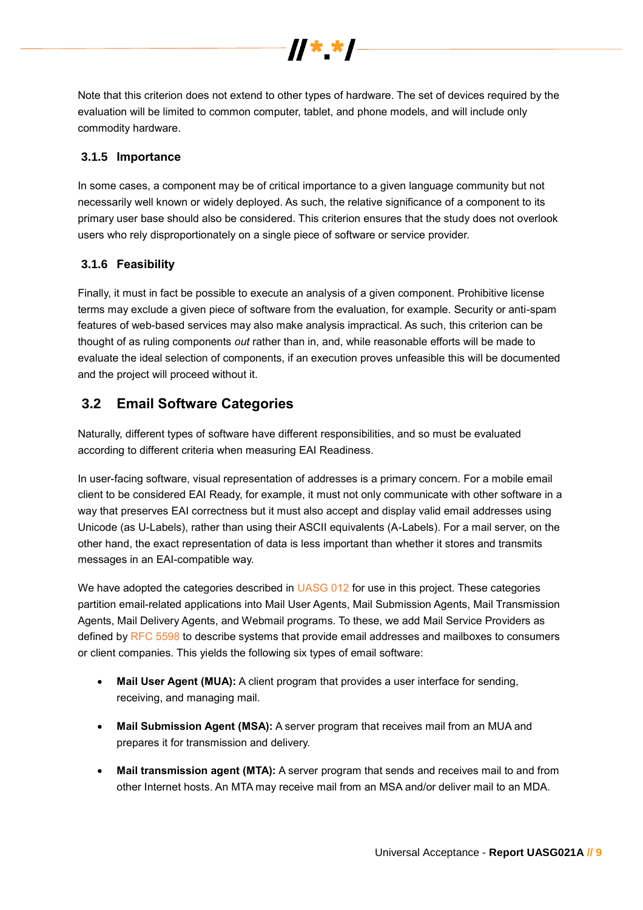Note that this criterion does not extend to other types of hardware. The set of devices required by the evaluation will be limited to common computer, tablet, and phone models, and will include only commodity hardware.

### 3.1.5 Importance

In some cases, a component may be of critical importance to a given language community but not necessarily well known or widely deployed. As such, the relative significance of a component to its primary user base should also be considered. This criterion ensures that the study does not overlook users who rely disproportionately on a single piece of software or service provider.

### 3.1.6 Feasibility

Finally, it must in fact be possible to execute an analysis of a given component. Prohibitive license terms may exclude a given piece of software from the evaluation, for example. Security or anti-spam features of web-based services may also make analysis impractical. As such, this criterion can be thought of as ruling components *out* rather than in, and, while reasonable efforts will be made to evaluate the ideal selection of components, if an execution proves unfeasible this will be documented and the project will proceed without it.

## 3.2 Email Software Categories

Naturally, different types of software have different responsibilities, and so must be evaluated according to different criteria when measuring EAI Readiness.

In user-facing software, visual representation of addresses is a primary concern. For a mobile email client to be considered EAI Ready, for example, it must not only communicate with other software in a way that preserves EAI correctness but it must also accept and display valid email addresses using Unicode (as U-Labels), rather than using their ASCII equivalents (A-Labels). For a mail server, on the other hand, the exact representation of data is less important than whether it stores and transmits messages in an EAI-compatible way.

We have adopted the categories described in UASG 012 for use in this project. These categories partition email-related applications into Mail User Agents, Mail Submission Agents, Mail Transmission Agents, Mail Delivery Agents, and Webmail programs. To these, we add Mail Service Providers as defined by RFC 5598 to describe systems that provide email addresses and mailboxes to consumers or client companies. This yields the following six types of email software:

- **Mail User Agent (MUA):** A client program that provides a user interface for sending, receiving, and managing mail.
- **Mail Submission Agent (MSA):** A server program that receives mail from an MUA and prepares it for transmission and delivery.
- **Mail transmission agent (MTA):** A server program that sends and receives mail to and from other Internet hosts. An MTA may receive mail from an MSA and/or deliver mail to an MDA.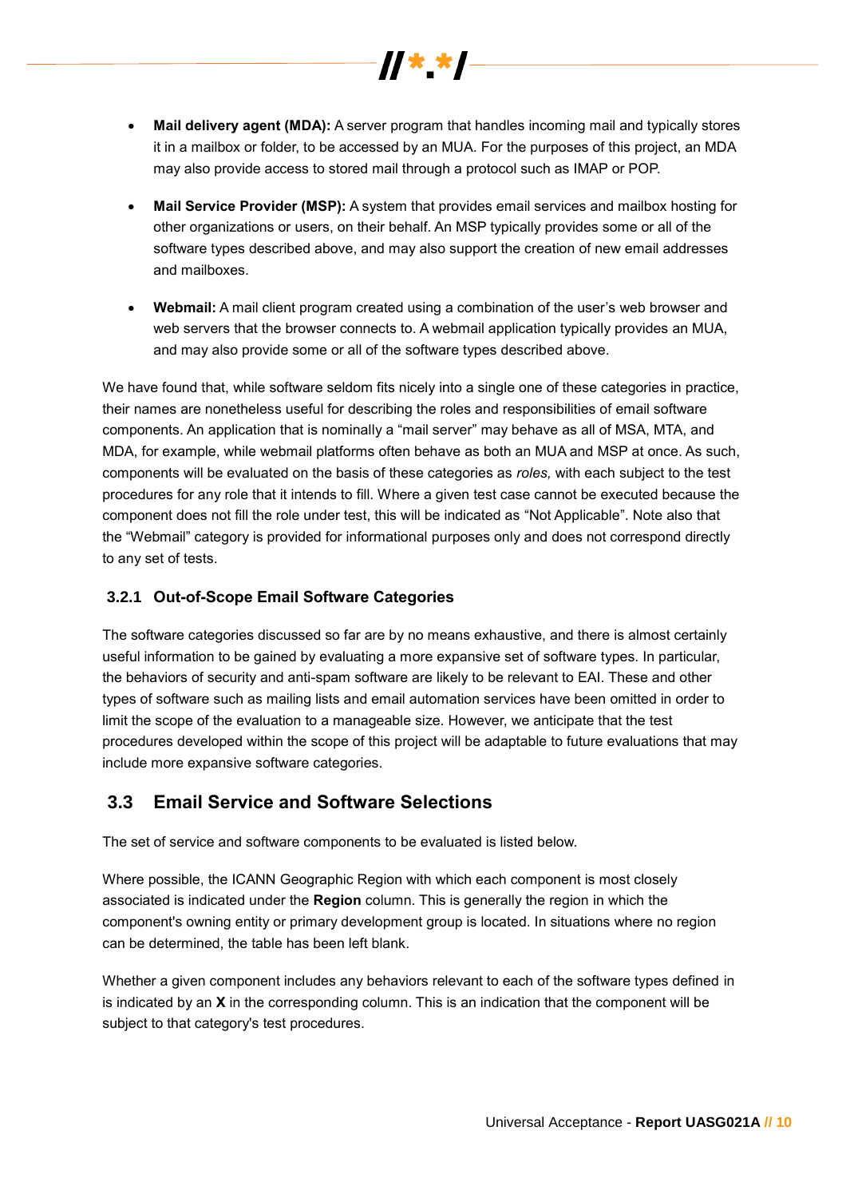- **Mail delivery agent (MDA):** A server program that handles incoming mail and typically stores it in a mailbox or folder, to be accessed by an MUA. For the purposes of this project, an MDA may also provide access to stored mail through a protocol such as IMAP or POP.

- **Mail Service Provider (MSP):** A system that provides email services and mailbox hosting for other organizations or users, on their behalf. An MSP typically provides some or all of the software types described above, and may also support the creation of new email addresses and mailboxes.

- **Webmail:** A mail client program created using a combination of the user's web browser and web servers that the browser connects to. A webmail application typically provides an MUA, and may also provide some or all of the software types described above.

We have found that, while software seldom fits nicely into a single one of these categories in practice, their names are nonetheless useful for describing the roles and responsibilities of email software components. An application that is nominally a "mail server" may behave as all of MSA, MTA, and MDA, for example, while webmail platforms often behave as both an MUA and MSP at once. As such, components will be evaluated on the basis of these categories as *roles,* with each subject to the test procedures for any role that it intends to fill. Where a given test case cannot be executed because the component does not fill the role under test, this will be indicated as "Not Applicable". Note also that the "Webmail" category is provided for informational purposes only and does not correspond directly to any set of tests.

### 3.2.1 Out-of-Scope Email Software Categories

The software categories discussed so far are by no means exhaustive, and there is almost certainly useful information to be gained by evaluating a more expansive set of software types. In particular, the behaviors of security and anti-spam software are likely to be relevant to EAI. These and other types of software such as mailing lists and email automation services have been omitted in order to limit the scope of the evaluation to a manageable size. However, we anticipate that the test procedures developed within the scope of this project will be adaptable to future evaluations that may include more expansive software categories.

## 3.3 Email Service and Software Selections

The set of service and software components to be evaluated is listed below.

Where possible, the ICANN Geographic Region with which each component is most closely associated is indicated under the **Region** column. This is generally the region in which the component's owning entity or primary development group is located. In situations where no region can be determined, the table has been left blank.

Whether a given component includes any behaviors relevant to each of the software types defined in is indicated by an **X** in the corresponding column. This is an indication that the component will be subject to that category's test procedures.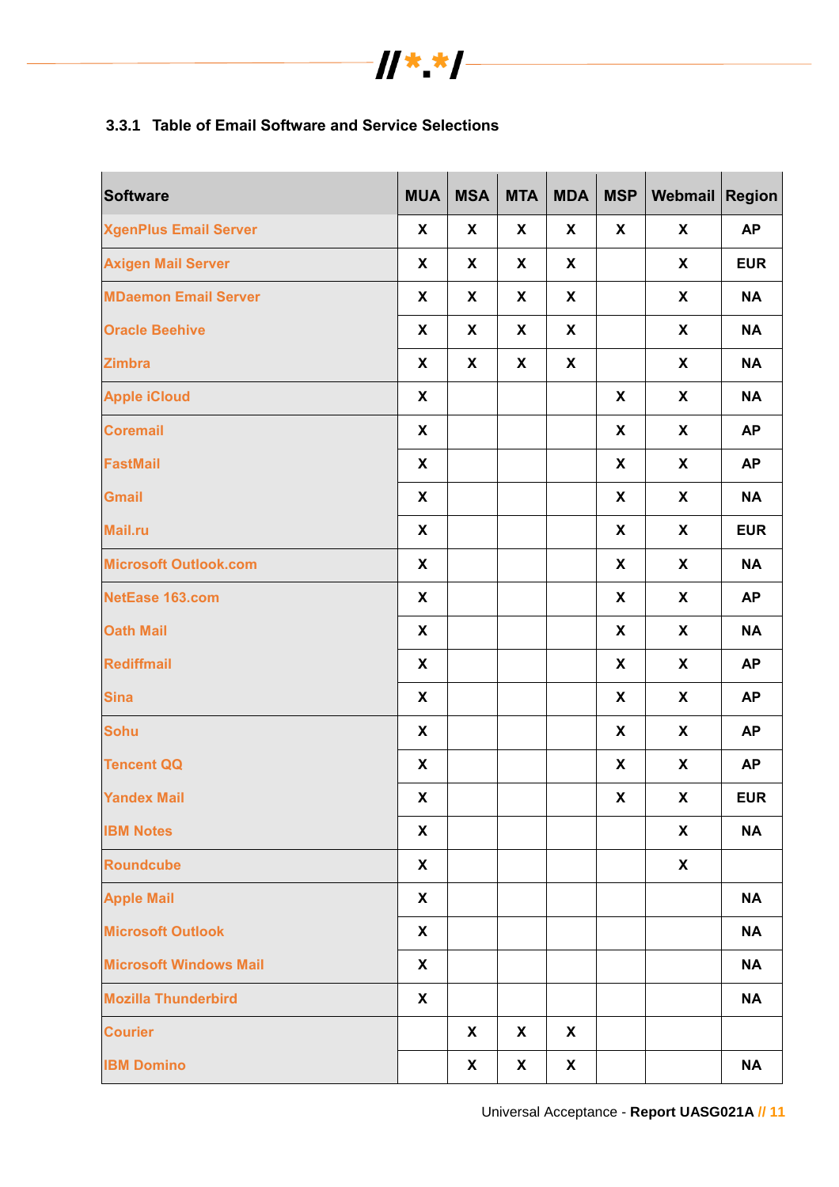### 3.3.1 Table of Email Software and Service Selections

| Software | MUA | MSA | MTA | MDA | MSP | Webmail | Region |
|---|---|---|---|---|---|---|---|
| XgenPlus Email Server | X | X | X | X | X | X | AP |
| Axigen Mail Server | X | X | X | X | | X | EUR |
| MDaemon Email Server | X | X | X | X | | X | NA |
| Oracle Beehive | X | X | X | X | | X | NA |
| Zimbra | X | X | X | X | | X | NA |
| Apple iCloud | X | | | | X | X | NA |
| Coremail | X | | | | X | X | AP |
| FastMail | X | | | | X | X | AP |
| Gmail | X | | | | X | X | NA |
| Mail.ru | X | | | | X | X | EUR |
| Microsoft Outlook.com | X | | | | X | X | NA |
| NetEase 163.com | X | | | | X | X | AP |
| Oath Mail | X | | | | X | X | NA |
| Rediffmail | X | | | | X | X | AP |
| Sina | X | | | | X | X | AP |
| Sohu | X | | | | X | X | AP |
| Tencent QQ | X | | | | X | X | AP |
| Yandex Mail | X | | | | X | X | EUR |
| IBM Notes | X | | | | | X | NA |
| Roundcube | X | | | | | X | |
| Apple Mail | X | | | | | | NA |
| Microsoft Outlook | X | | | | | | NA |
| Microsoft Windows Mail | X | | | | | | NA |
| Mozilla Thunderbird | X | | | | | | NA |
| Courier | | X | X | X | | | |
| IBM Domino | | X | X | X | | | NA |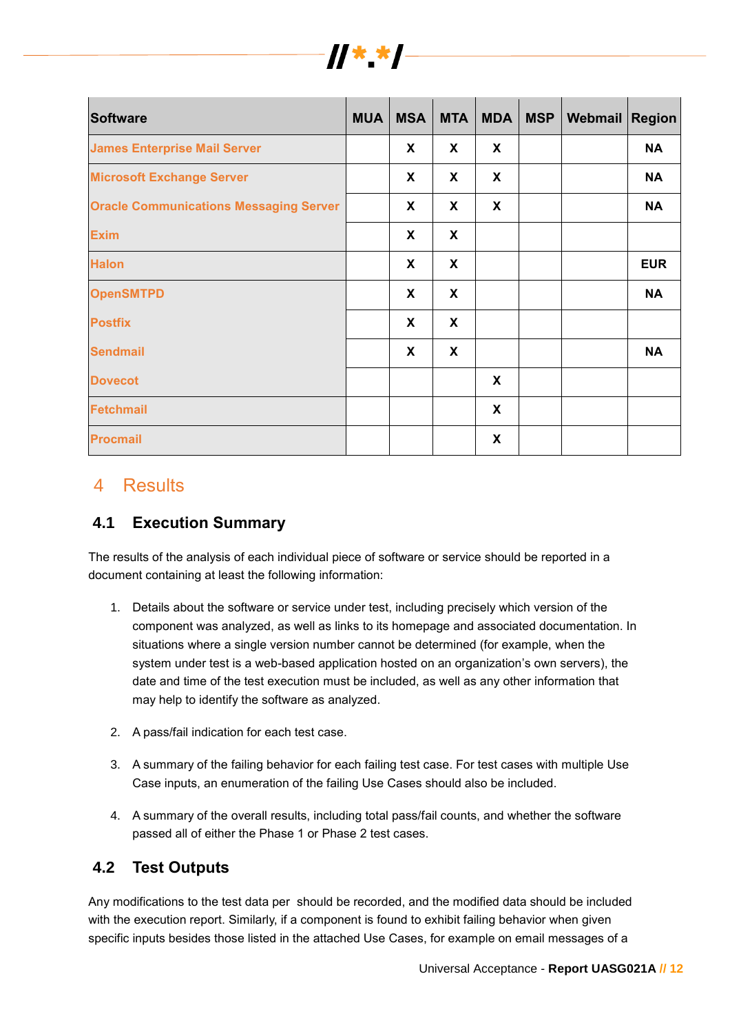| Software | MUA | MSA | MTA | MDA | MSP | Webmail | Region |
|---|---|---|---|---|---|---|---|
| James Enterprise Mail Server | | X | X | X | | | NA |
| Microsoft Exchange Server | | X | X | X | | | NA |
| Oracle Communications Messaging Server | | X | X | X | | | NA |
| Exim | | X | X | | | | |
| Halon | | X | X | | | | EUR |
| OpenSMTPD | | X | X | | | | NA |
| Postfix | | X | X | | | | |
| Sendmail | | X | X | | | | NA |
| Dovecot | | | | X | | | |
| Fetchmail | | | | X | | | |
| Procmail | | | | X | | | |

# 4 Results

## 4.1 Execution Summary

The results of the analysis of each individual piece of software or service should be reported in a document containing at least the following information:

1. Details about the software or service under test, including precisely which version of the component was analyzed, as well as links to its homepage and associated documentation. In situations where a single version number cannot be determined (for example, when the system under test is a web-based application hosted on an organization's own servers), the date and time of the test execution must be included, as well as any other information that may help to identify the software as analyzed.

2. A pass/fail indication for each test case.

3. A summary of the failing behavior for each failing test case. For test cases with multiple Use Case inputs, an enumeration of the failing Use Cases should also be included.

4. A summary of the overall results, including total pass/fail counts, and whether the software passed all of either the Phase 1 or Phase 2 test cases.

## 4.2 Test Outputs

Any modifications to the test data per  should be recorded, and the modified data should be included with the execution report. Similarly, if a component is found to exhibit failing behavior when given specific inputs besides those listed in the attached Use Cases, for example on email messages of a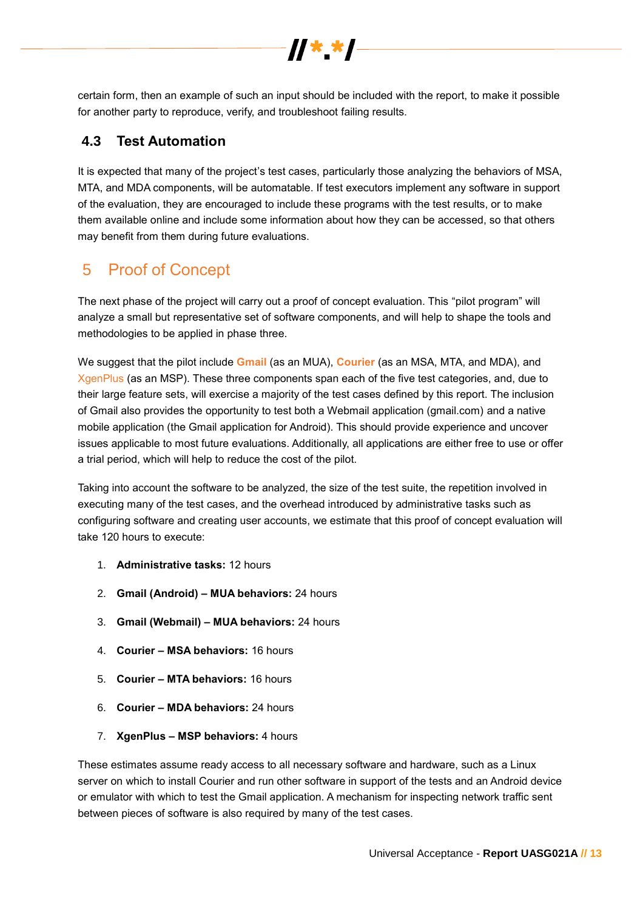certain form, then an example of such an input should be included with the report, to make it possible for another party to reproduce, verify, and troubleshoot failing results.

### 4.3 Test Automation

It is expected that many of the project's test cases, particularly those analyzing the behaviors of MSA, MTA, and MDA components, will be automatable. If test executors implement any software in support of the evaluation, they are encouraged to include these programs with the test results, or to make them available online and include some information about how they can be accessed, so that others may benefit from them during future evaluations.

## 5 Proof of Concept

The next phase of the project will carry out a proof of concept evaluation. This "pilot program" will analyze a small but representative set of software components, and will help to shape the tools and methodologies to be applied in phase three.

We suggest that the pilot include **Gmail** (as an MUA), **Courier** (as an MSA, MTA, and MDA), and XgenPlus (as an MSP). These three components span each of the five test categories, and, due to their large feature sets, will exercise a majority of the test cases defined by this report. The inclusion of Gmail also provides the opportunity to test both a Webmail application (gmail.com) and a native mobile application (the Gmail application for Android). This should provide experience and uncover issues applicable to most future evaluations. Additionally, all applications are either free to use or offer a trial period, which will help to reduce the cost of the pilot.

Taking into account the software to be analyzed, the size of the test suite, the repetition involved in executing many of the test cases, and the overhead introduced by administrative tasks such as configuring software and creating user accounts, we estimate that this proof of concept evaluation will take 120 hours to execute:

1. **Administrative tasks:** 12 hours
2. **Gmail (Android) – MUA behaviors:** 24 hours
3. **Gmail (Webmail) – MUA behaviors:** 24 hours
4. **Courier – MSA behaviors:** 16 hours
5. **Courier – MTA behaviors:** 16 hours
6. **Courier – MDA behaviors:** 24 hours
7. **XgenPlus – MSP behaviors:** 4 hours

These estimates assume ready access to all necessary software and hardware, such as a Linux server on which to install Courier and run other software in support of the tests and an Android device or emulator with which to test the Gmail application. A mechanism for inspecting network traffic sent between pieces of software is also required by many of the test cases.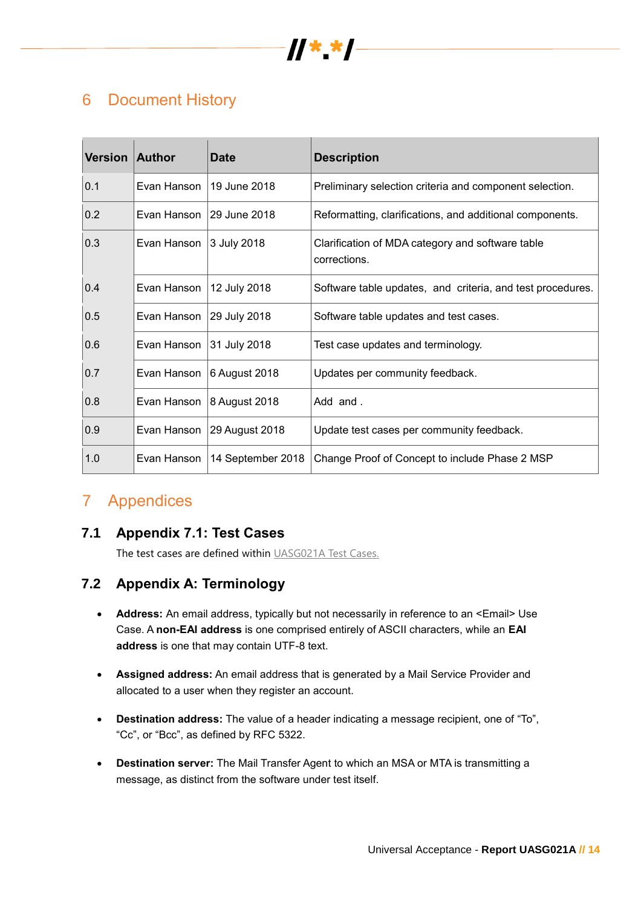# 6 Document History

| Version | Author | Date | Description |
|---|---|---|---|
| 0.1 | Evan Hanson | 19 June 2018 | Preliminary selection criteria and component selection. |
| 0.2 | Evan Hanson | 29 June 2018 | Reformatting, clarifications, and additional components. |
| 0.3 | Evan Hanson | 3 July 2018 | Clarification of MDA category and software table corrections. |
| 0.4 | Evan Hanson | 12 July 2018 | Software table updates, and criteria, and test procedures. |
| 0.5 | Evan Hanson | 29 July 2018 | Software table updates and test cases. |
| 0.6 | Evan Hanson | 31 July 2018 | Test case updates and terminology. |
| 0.7 | Evan Hanson | 6 August 2018 | Updates per community feedback. |
| 0.8 | Evan Hanson | 8 August 2018 | Add and . |
| 0.9 | Evan Hanson | 29 August 2018 | Update test cases per community feedback. |
| 1.0 | Evan Hanson | 14 September 2018 | Change Proof of Concept to include Phase 2 MSP |

# 7 Appendices

## 7.1 Appendix 7.1: Test Cases

The test cases are defined within UASG021A Test Cases.

## 7.2 Appendix A: Terminology

- **Address:** An email address, typically but not necessarily in reference to an <Email> Use Case. A **non-EAI address** is one comprised entirely of ASCII characters, while an **EAI address** is one that may contain UTF-8 text.
- **Assigned address:** An email address that is generated by a Mail Service Provider and allocated to a user when they register an account.
- **Destination address:** The value of a header indicating a message recipient, one of "To", "Cc", or "Bcc", as defined by RFC 5322.
- **Destination server:** The Mail Transfer Agent to which an MSA or MTA is transmitting a message, as distinct from the software under test itself.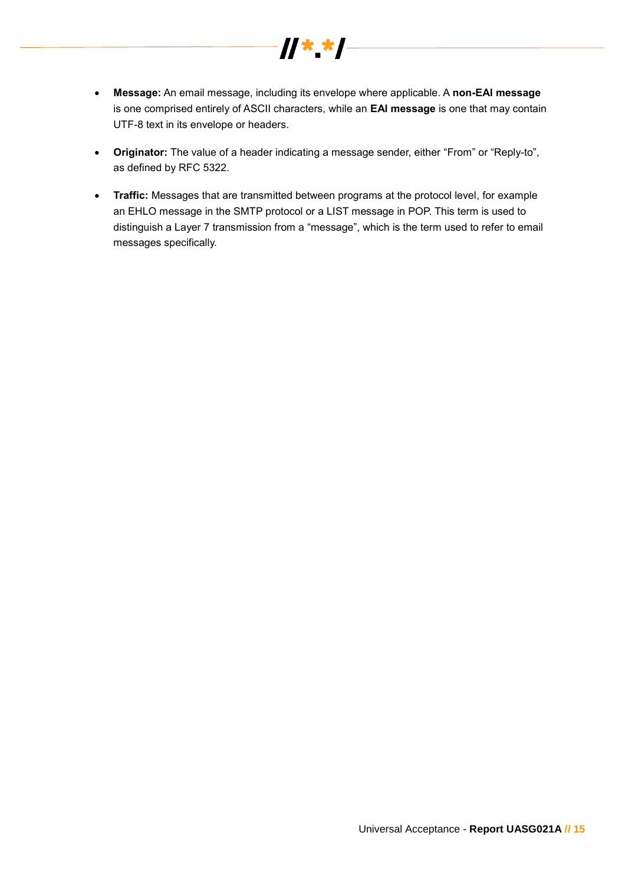- **Message:** An email message, including its envelope where applicable. A **non-EAI message** is one comprised entirely of ASCII characters, while an **EAI message** is one that may contain UTF-8 text in its envelope or headers.

- **Originator:** The value of a header indicating a message sender, either “From” or “Reply-to”, as defined by RFC 5322.

- **Traffic:** Messages that are transmitted between programs at the protocol level, for example an EHLO message in the SMTP protocol or a LIST message in POP. This term is used to distinguish a Layer 7 transmission from a “message”, which is the term used to refer to email messages specifically.